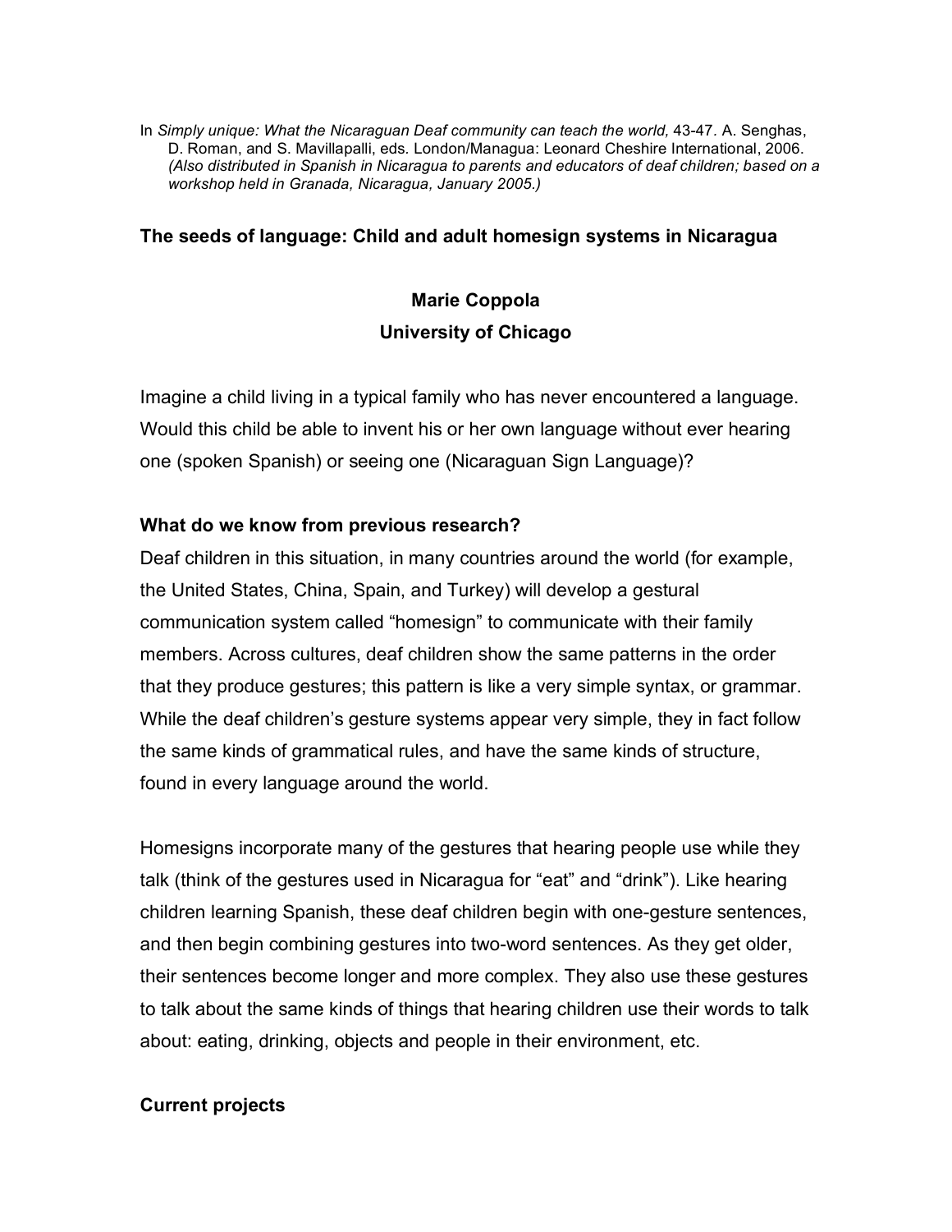In *Simply unique: What the Nicaraguan Deaf community can teach the world,* 43-47. A. Senghas, D. Roman, and S. Mavillapalli, eds. London/Managua: Leonard Cheshire International, 2006. *(Also distributed in Spanish in Nicaragua to parents and educators of deaf children; based on a workshop held in Granada, Nicaragua, January 2005.)*

# The seeds of language: Child and adult homesign systems in Nicaragua

**Marie Coppola**
**University of Chicago**

Imagine a child living in a typical family who has never encountered a language. Would this child be able to invent his or her own language without ever hearing one (spoken Spanish) or seeing one (Nicaraguan Sign Language)?

## What do we know from previous research?

Deaf children in this situation, in many countries around the world (for example, the United States, China, Spain, and Turkey) will develop a gestural communication system called "homesign" to communicate with their family members. Across cultures, deaf children show the same patterns in the order that they produce gestures; this pattern is like a very simple syntax, or grammar. While the deaf children's gesture systems appear very simple, they in fact follow the same kinds of grammatical rules, and have the same kinds of structure, found in every language around the world.

Homesigns incorporate many of the gestures that hearing people use while they talk (think of the gestures used in Nicaragua for "eat" and "drink"). Like hearing children learning Spanish, these deaf children begin with one-gesture sentences, and then begin combining gestures into two-word sentences. As they get older, their sentences become longer and more complex. They also use these gestures to talk about the same kinds of things that hearing children use their words to talk about: eating, drinking, objects and people in their environment, etc.

## Current projects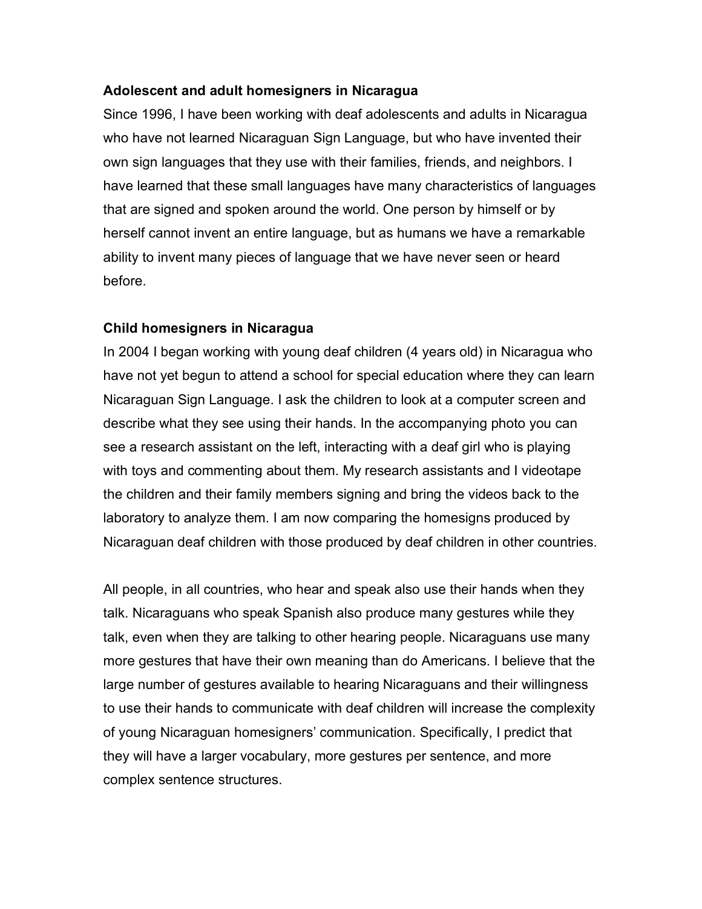**Adolescent and adult homesigners in Nicaragua**

Since 1996, I have been working with deaf adolescents and adults in Nicaragua who have not learned Nicaraguan Sign Language, but who have invented their own sign languages that they use with their families, friends, and neighbors. I have learned that these small languages have many characteristics of languages that are signed and spoken around the world. One person by himself or by herself cannot invent an entire language, but as humans we have a remarkable ability to invent many pieces of language that we have never seen or heard before.

**Child homesigners in Nicaragua**

In 2004 I began working with young deaf children (4 years old) in Nicaragua who have not yet begun to attend a school for special education where they can learn Nicaraguan Sign Language. I ask the children to look at a computer screen and describe what they see using their hands. In the accompanying photo you can see a research assistant on the left, interacting with a deaf girl who is playing with toys and commenting about them. My research assistants and I videotape the children and their family members signing and bring the videos back to the laboratory to analyze them. I am now comparing the homesigns produced by Nicaraguan deaf children with those produced by deaf children in other countries.

All people, in all countries, who hear and speak also use their hands when they talk. Nicaraguans who speak Spanish also produce many gestures while they talk, even when they are talking to other hearing people. Nicaraguans use many more gestures that have their own meaning than do Americans. I believe that the large number of gestures available to hearing Nicaraguans and their willingness to use their hands to communicate with deaf children will increase the complexity of young Nicaraguan homesigners' communication. Specifically, I predict that they will have a larger vocabulary, more gestures per sentence, and more complex sentence structures.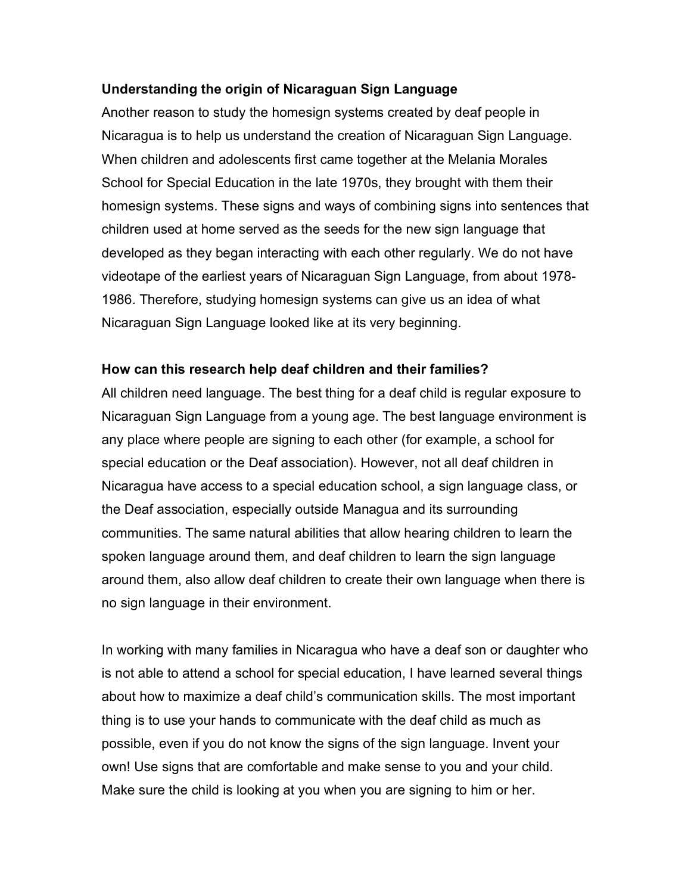**Understanding the origin of Nicaraguan Sign Language**

Another reason to study the homesign systems created by deaf people in Nicaragua is to help us understand the creation of Nicaraguan Sign Language. When children and adolescents first came together at the Melania Morales School for Special Education in the late 1970s, they brought with them their homesign systems. These signs and ways of combining signs into sentences that children used at home served as the seeds for the new sign language that developed as they began interacting with each other regularly. We do not have videotape of the earliest years of Nicaraguan Sign Language, from about 1978-1986. Therefore, studying homesign systems can give us an idea of what Nicaraguan Sign Language looked like at its very beginning.

**How can this research help deaf children and their families?**

All children need language. The best thing for a deaf child is regular exposure to Nicaraguan Sign Language from a young age. The best language environment is any place where people are signing to each other (for example, a school for special education or the Deaf association). However, not all deaf children in Nicaragua have access to a special education school, a sign language class, or the Deaf association, especially outside Managua and its surrounding communities. The same natural abilities that allow hearing children to learn the spoken language around them, and deaf children to learn the sign language around them, also allow deaf children to create their own language when there is no sign language in their environment.

In working with many families in Nicaragua who have a deaf son or daughter who is not able to attend a school for special education, I have learned several things about how to maximize a deaf child's communication skills. The most important thing is to use your hands to communicate with the deaf child as much as possible, even if you do not know the signs of the sign language. Invent your own! Use signs that are comfortable and make sense to you and your child. Make sure the child is looking at you when you are signing to him or her.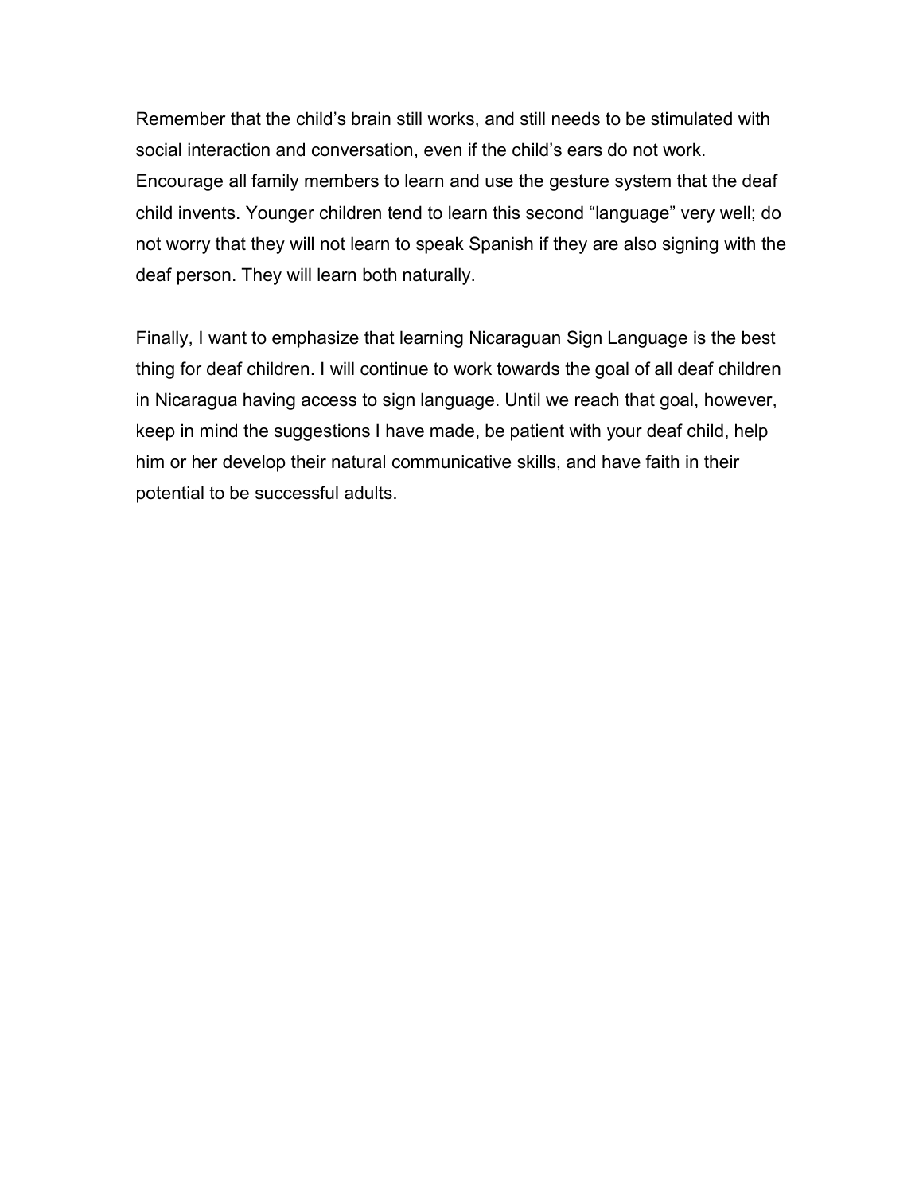Remember that the child’s brain still works, and still needs to be stimulated with social interaction and conversation, even if the child’s ears do not work. Encourage all family members to learn and use the gesture system that the deaf child invents. Younger children tend to learn this second “language” very well; do not worry that they will not learn to speak Spanish if they are also signing with the deaf person. They will learn both naturally.

Finally, I want to emphasize that learning Nicaraguan Sign Language is the best thing for deaf children. I will continue to work towards the goal of all deaf children in Nicaragua having access to sign language. Until we reach that goal, however, keep in mind the suggestions I have made, be patient with your deaf child, help him or her develop their natural communicative skills, and have faith in their potential to be successful adults.